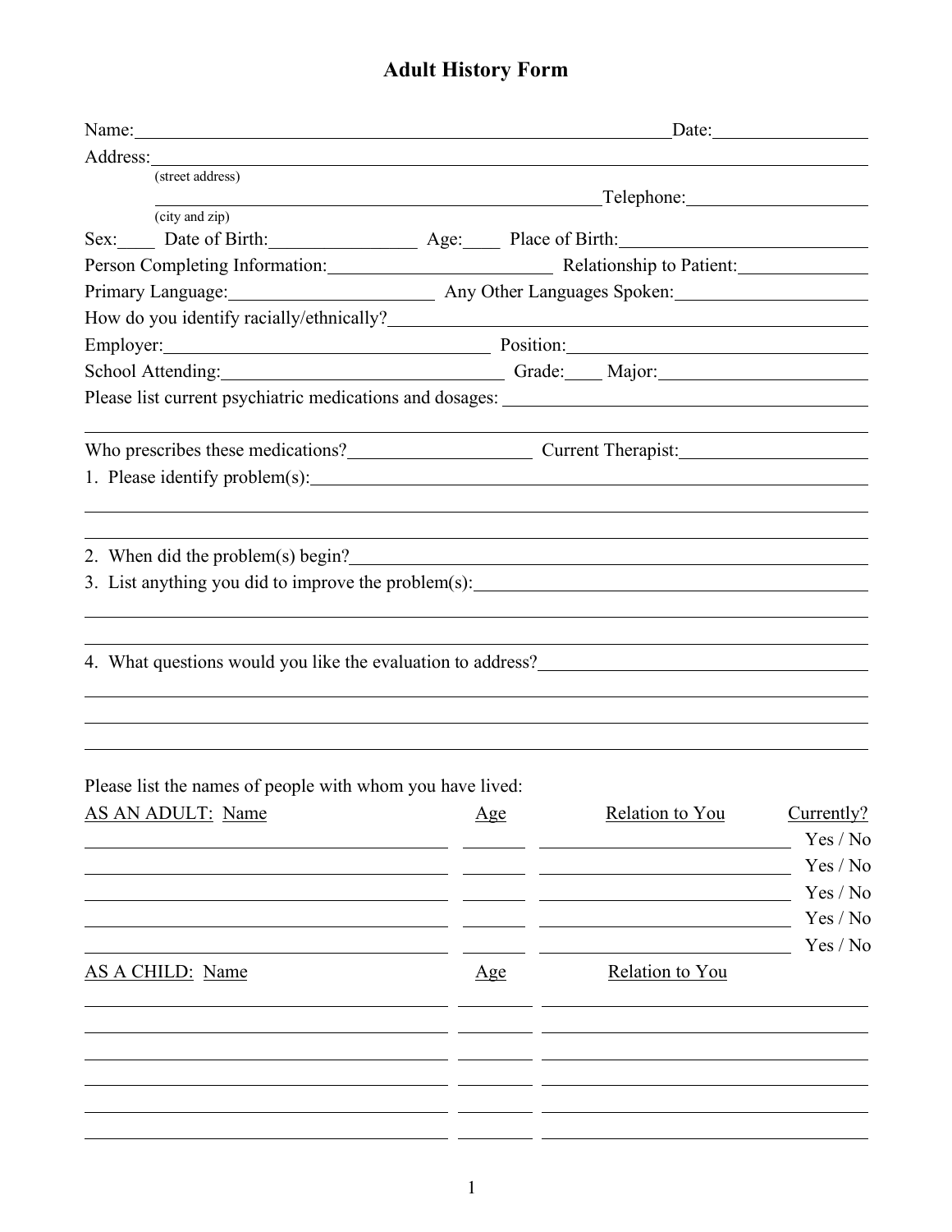# Adult History Form

Name: _______________________________________________ Date: _______________

Address: ________________________________________________________________
(street address)

________________________________________________ Telephone: ________________
(city and zip)

Sex: ____ Date of Birth: ______________ Age: ____ Place of Birth: ______________________

Person Completing Information: ____________________ Relationship to Patient: ____________

Primary Language: __________________ Any Other Languages Spoken: __________________

How do you identify racially/ethnically? ___________________________________________

Employer: ______________________________ Position: ______________________________

School Attending: __________________________ Grade: ____ Major: ___________________

Please list current psychiatric medications and dosages: ____________________________

________________________________________________________________________

Who prescribes these medications? ________________ Current Therapist: ________________

1. Please identify problem(s): ______________________________________________

________________________________________________________________________

________________________________________________________________________

2. When did the problem(s) begin? __________________________________________

3. List anything you did to improve the problem(s): ___________________________

________________________________________________________________________

________________________________________________________________________

4. What questions would you like the evaluation to address? _________________________

________________________________________________________________________

________________________________________________________________________

________________________________________________________________________

Please list the names of people with whom you have lived:

| AS AN ADULT: Name | Age | Relation to You | Currently? |
|---|---|---|---|
| | | | Yes / No |
| | | | Yes / No |
| | | | Yes / No |
| | | | Yes / No |
| | | | Yes / No |

| AS A CHILD: Name | Age | Relation to You |
|---|---|---|
| | | |
| | | |
| | | |
| | | |
| | | |
| | | |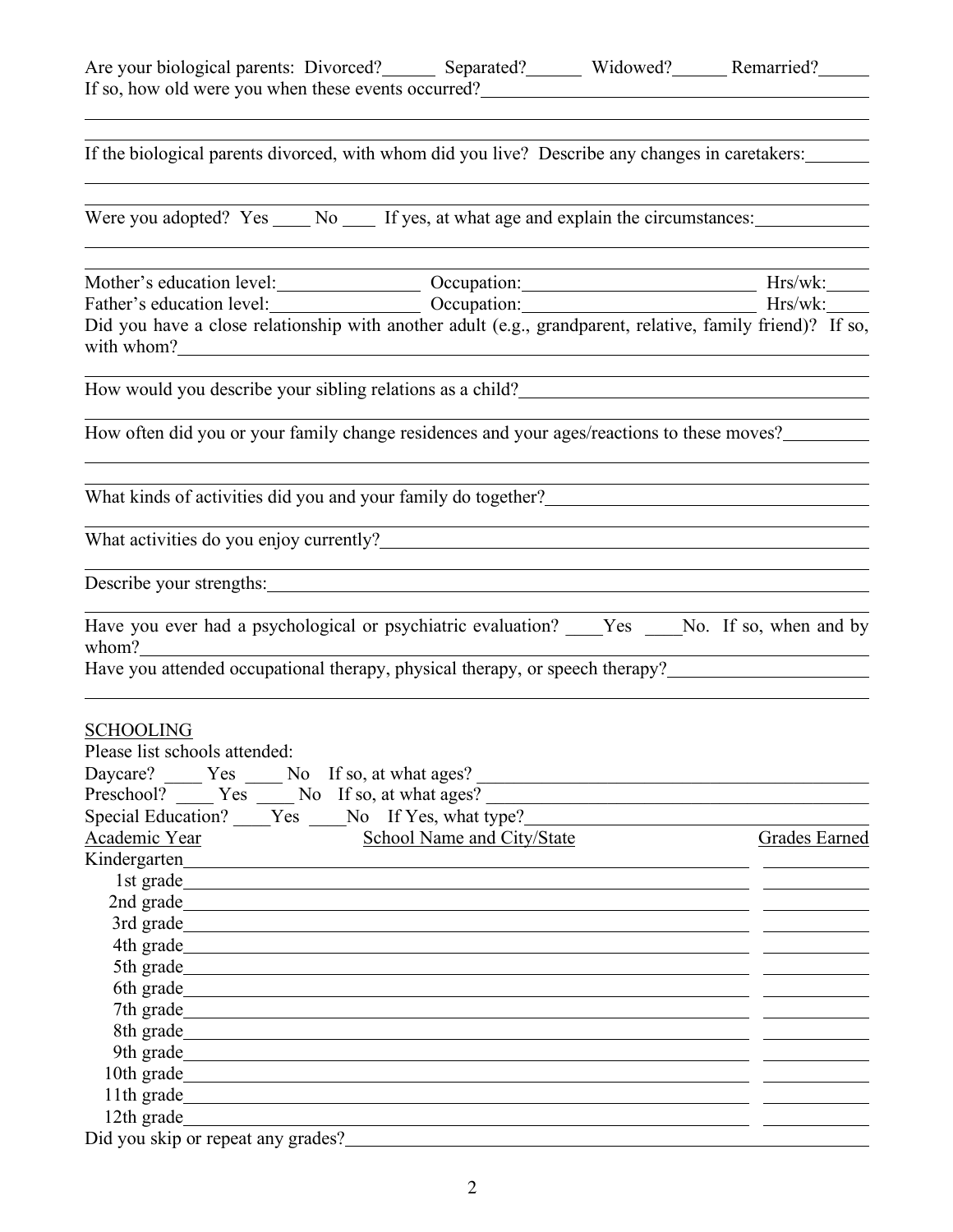Are your biological parents: Divorced?\_\_\_\_\_\_ Separated?\_\_\_\_\_\_ Widowed?\_\_\_\_\_\_ Remarried?\_\_\_\_\_\_
If so, how old were you when these events occurred?\_\_\_\_\_\_\_\_\_\_\_\_\_\_\_\_\_\_\_\_\_\_\_\_\_\_\_\_\_\_\_\_\_\_\_\_\_\_\_\_

\_\_\_\_\_\_\_\_\_\_\_\_\_\_\_\_\_\_\_\_\_\_\_\_\_\_\_\_\_\_\_\_\_\_\_\_\_\_\_\_\_\_\_\_\_\_\_\_\_\_\_\_\_\_\_\_\_\_\_\_\_\_\_\_\_\_\_\_\_\_\_\_\_\_\_\_\_\_\_\_\_\_\_\_\_\_\_\_\_\_\_\_

If the biological parents divorced, with whom did you live? Describe any changes in caretakers:\_\_\_\_\_\_\_

\_\_\_\_\_\_\_\_\_\_\_\_\_\_\_\_\_\_\_\_\_\_\_\_\_\_\_\_\_\_\_\_\_\_\_\_\_\_\_\_\_\_\_\_\_\_\_\_\_\_\_\_\_\_\_\_\_\_\_\_\_\_\_\_\_\_\_\_\_\_\_\_\_\_\_\_\_\_\_\_\_\_\_\_\_\_\_\_\_\_\_\_

Were you adopted? Yes \_\_\_\_ No \_\_\_\_ If yes, at what age and explain the circumstances:\_\_\_\_\_\_\_\_\_\_\_\_

\_\_\_\_\_\_\_\_\_\_\_\_\_\_\_\_\_\_\_\_\_\_\_\_\_\_\_\_\_\_\_\_\_\_\_\_\_\_\_\_\_\_\_\_\_\_\_\_\_\_\_\_\_\_\_\_\_\_\_\_\_\_\_\_\_\_\_\_\_\_\_\_\_\_\_\_\_\_\_\_\_\_\_\_\_\_\_\_\_\_\_\_

Mother's education level:\_\_\_\_\_\_\_\_\_\_\_\_\_\_\_\_ Occupation:\_\_\_\_\_\_\_\_\_\_\_\_\_\_\_\_\_\_\_\_\_\_\_\_\_\_ Hrs/wk:\_\_\_\_\_
Father's education level:\_\_\_\_\_\_\_\_\_\_\_\_\_\_\_\_ Occupation:\_\_\_\_\_\_\_\_\_\_\_\_\_\_\_\_\_\_\_\_\_\_\_\_\_\_ Hrs/wk:\_\_\_\_\_
Did you have a close relationship with another adult (e.g., grandparent, relative, family friend)? If so, with whom?\_\_\_\_\_\_\_\_\_\_\_\_\_\_\_\_\_\_\_\_\_\_\_\_\_\_\_\_\_\_\_\_\_\_\_\_\_\_\_\_\_\_\_\_\_\_\_\_\_\_\_\_\_\_\_\_\_\_\_\_\_\_\_\_\_\_\_\_\_\_\_\_\_\_\_\_

How would you describe your sibling relations as a child?\_\_\_\_\_\_\_\_\_\_\_\_\_\_\_\_\_\_\_\_\_\_\_\_\_\_\_\_\_\_\_\_\_\_\_\_\_\_

How often did you or your family change residences and your ages/reactions to these moves?\_\_\_\_\_\_\_\_\_

\_\_\_\_\_\_\_\_\_\_\_\_\_\_\_\_\_\_\_\_\_\_\_\_\_\_\_\_\_\_\_\_\_\_\_\_\_\_\_\_\_\_\_\_\_\_\_\_\_\_\_\_\_\_\_\_\_\_\_\_\_\_\_\_\_\_\_\_\_\_\_\_\_\_\_\_\_\_\_\_\_\_\_\_\_\_\_\_\_\_\_\_

What kinds of activities did you and your family do together?\_\_\_\_\_\_\_\_\_\_\_\_\_\_\_\_\_\_\_\_\_\_\_\_\_\_\_\_\_\_\_\_\_\_\_

What activities do you enjoy currently?\_\_\_\_\_\_\_\_\_\_\_\_\_\_\_\_\_\_\_\_\_\_\_\_\_\_\_\_\_\_\_\_\_\_\_\_\_\_\_\_\_\_\_\_\_\_\_\_\_\_\_\_\_\_\_

Describe your strengths:\_\_\_\_\_\_\_\_\_\_\_\_\_\_\_\_\_\_\_\_\_\_\_\_\_\_\_\_\_\_\_\_\_\_\_\_\_\_\_\_\_\_\_\_\_\_\_\_\_\_\_\_\_\_\_\_\_\_\_\_\_\_\_\_\_\_\_\_

Have you ever had a psychological or psychiatric evaluation? \_\_\_\_Yes \_\_\_\_No. If so, when and by whom?\_\_\_\_\_\_\_\_\_\_\_\_\_\_\_\_\_\_\_\_\_\_\_\_\_\_\_\_\_\_\_\_\_\_\_\_\_\_\_\_\_\_\_\_\_\_\_\_\_\_\_\_\_\_\_\_\_\_\_\_\_\_\_\_\_\_\_\_\_\_\_\_\_\_\_\_\_\_\_\_\_\_
Have you attended occupational therapy, physical therapy, or speech therapy?\_\_\_\_\_\_\_\_\_\_\_\_\_\_\_\_\_\_\_\_\_\_

\_\_\_\_\_\_\_\_\_\_\_\_\_\_\_\_\_\_\_\_\_\_\_\_\_\_\_\_\_\_\_\_\_\_\_\_\_\_\_\_\_\_\_\_\_\_\_\_\_\_\_\_\_\_\_\_\_\_\_\_\_\_\_\_\_\_\_\_\_\_\_\_\_\_\_\_\_\_\_\_\_\_\_\_\_\_\_\_\_\_\_\_

## SCHOOLING

Please list schools attended:
Daycare? \_\_\_\_ Yes \_\_\_\_ No If so, at what ages? \_\_\_\_\_\_\_\_\_\_\_\_\_\_\_\_\_\_\_\_\_\_\_\_\_\_\_\_\_\_\_\_\_\_\_\_\_\_\_\_\_\_\_
Preschool? \_\_\_\_ Yes \_\_\_\_ No If so, at what ages? \_\_\_\_\_\_\_\_\_\_\_\_\_\_\_\_\_\_\_\_\_\_\_\_\_\_\_\_\_\_\_\_\_\_\_\_\_\_\_\_\_\_\_
Special Education? \_\_\_\_Yes \_\_\_\_No If Yes, what type?\_\_\_\_\_\_\_\_\_\_\_\_\_\_\_\_\_\_\_\_\_\_\_\_\_\_\_\_\_\_\_\_\_\_\_\_\_\_\_

| Academic Year | School Name and City/State | Grades Earned |
|---|---|---|
| Kindergarten | | |
| 1st grade | | |
| 2nd grade | | |
| 3rd grade | | |
| 4th grade | | |
| 5th grade | | |
| 6th grade | | |
| 7th grade | | |
| 8th grade | | |
| 9th grade | | |
| 10th grade | | |
| 11th grade | | |
| 12th grade | | |

Did you skip or repeat any grades?\_\_\_\_\_\_\_\_\_\_\_\_\_\_\_\_\_\_\_\_\_\_\_\_\_\_\_\_\_\_\_\_\_\_\_\_\_\_\_\_\_\_\_\_\_\_\_\_\_\_\_\_\_\_\_\_\_\_\_\_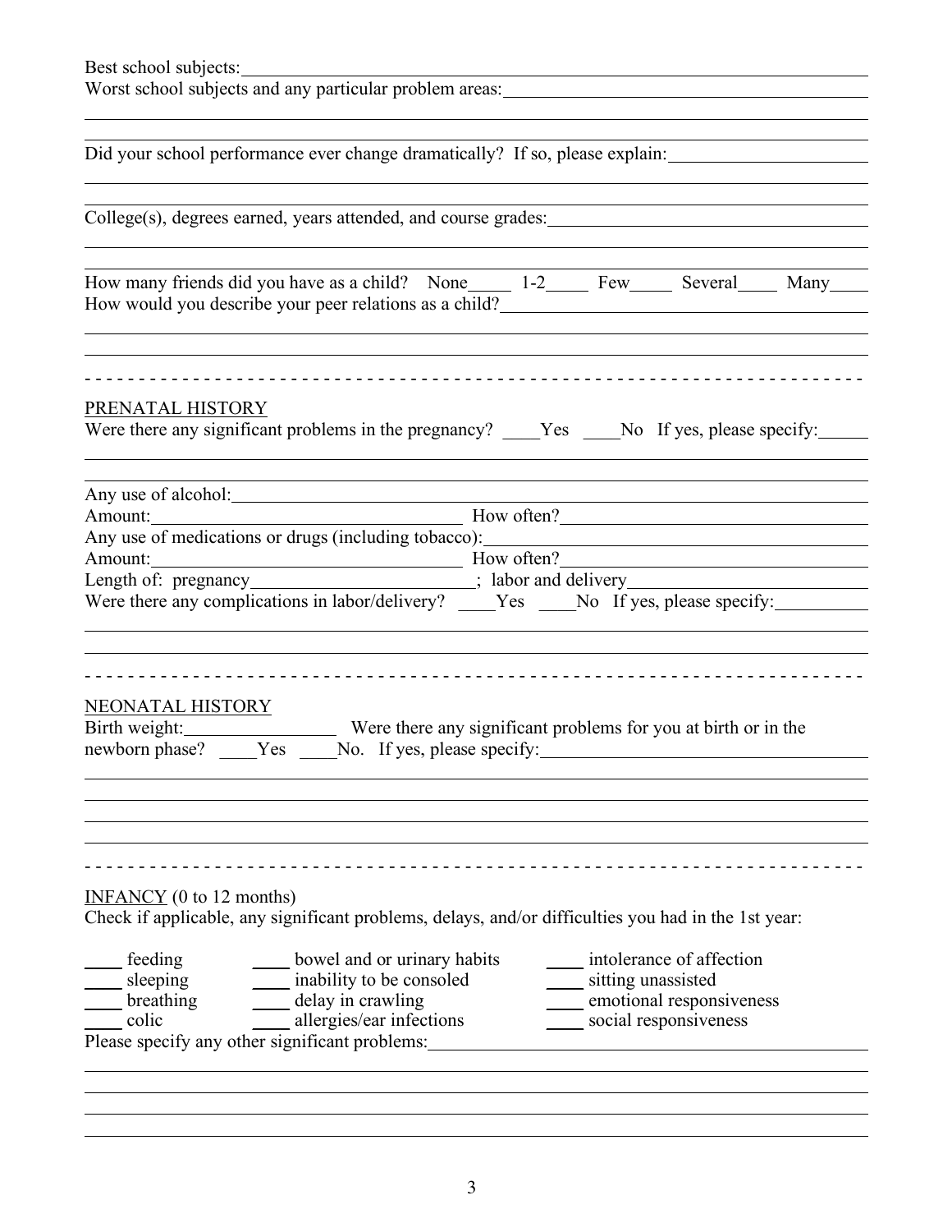Best school subjects: ______________________________________________

Worst school subjects and any particular problem areas: ______________________________________________

______________________________________________

______________________________________________

Did your school performance ever change dramatically? If so, please explain: ______________________________________________

______________________________________________

______________________________________________

College(s), degrees earned, years attended, and course grades: ______________________________________________

______________________________________________

______________________________________________

How many friends did you have as a child? None____ 1-2____ Few____ Several____ Many____

How would you describe your peer relations as a child? ______________________________________________

______________________________________________

______________________________________________

---

## PRENATAL HISTORY

Were there any significant problems in the pregnancy? ____Yes ____No If yes, please specify: ______

______________________________________________

______________________________________________

Any use of alcohol: ______________________________________________

Amount: ______________________ How often? ______________________

Any use of medications or drugs (including tobacco): ______________________________________________

Amount: ______________________ How often? ______________________

Length of: pregnancy ______________________; labor and delivery ______________________

Were there any complications in labor/delivery? ____Yes ____No If yes, please specify: ______

______________________________________________

______________________________________________

---

## NEONATAL HISTORY

Birth weight: ______________ Were there any significant problems for you at birth or in the newborn phase? ____Yes ____No. If yes, please specify: ______________________________________________

______________________________________________

______________________________________________

______________________________________________

______________________________________________

---

## INFANCY (0 to 12 months)

Check if applicable, any significant problems, delays, and/or difficulties you had in the 1st year:

- ____ feeding
- ____ sleeping
- ____ breathing
- ____ colic
- ____ bowel and or urinary habits
- ____ inability to be consoled
- ____ delay in crawling
- ____ allergies/ear infections
- ____ intolerance of affection
- ____ sitting unassisted
- ____ emotional responsiveness
- ____ social responsiveness

Please specify any other significant problems: ______________________________________________

______________________________________________

______________________________________________

______________________________________________

______________________________________________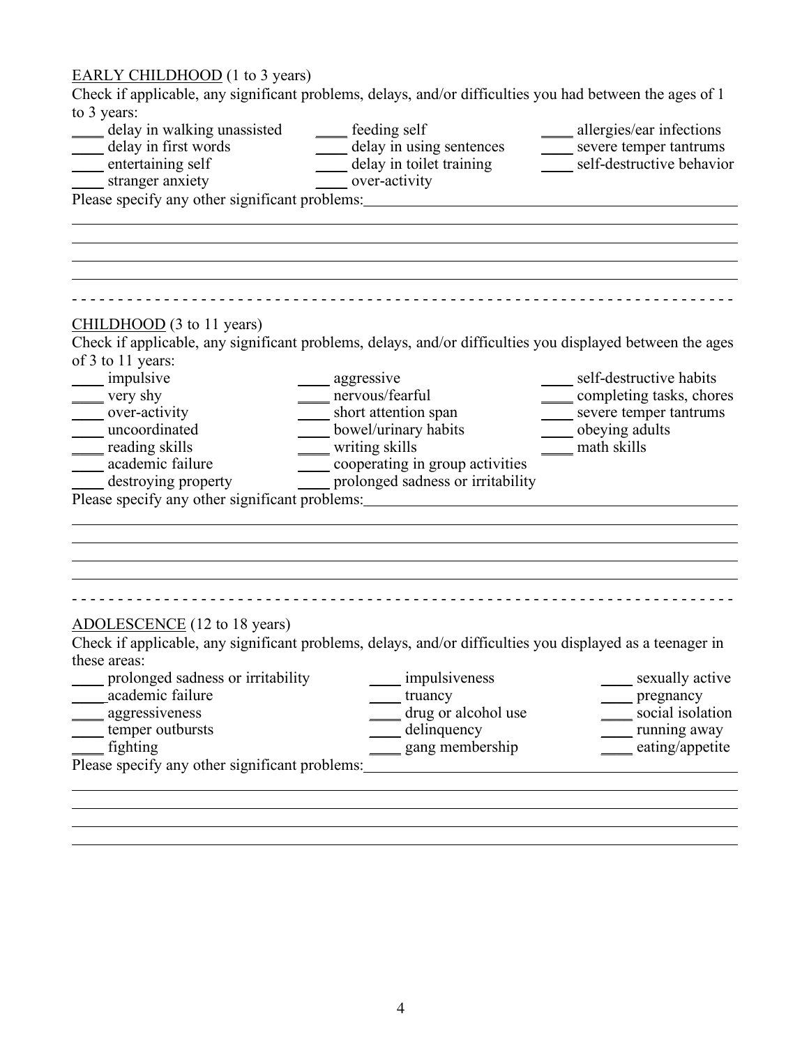EARLY CHILDHOOD (1 to 3 years)

Check if applicable, any significant problems, delays, and/or difficulties you had between the ages of 1 to 3 years:

____ delay in walking unassisted
____ delay in first words
____ entertaining self
____ stranger anxiety
____ feeding self
____ delay in using sentences
____ delay in toilet training
____ over-activity
____ allergies/ear infections
____ severe temper tantrums
____ self-destructive behavior

Please specify any other significant problems:________________________________________

______________________________________________________________________________

______________________________________________________________________________

______________________________________________________________________________

______________________________________________________________________________

- - - - - - - - - - - - - - - - - - - - - - - - - - - - - - - - - - - - - - - - - - - - - - - - - - - - - - - - -

CHILDHOOD (3 to 11 years)

Check if applicable, any significant problems, delays, and/or difficulties you displayed between the ages of 3 to 11 years:

____ impulsive
____ very shy
____ over-activity
____ uncoordinated
____ reading skills
____ academic failure
____ destroying property
____ aggressive
____ nervous/fearful
____ short attention span
____ bowel/urinary habits
____ writing skills
____ cooperating in group activities
____ prolonged sadness or irritability
____ self-destructive habits
____ completing tasks, chores
____ severe temper tantrums
____ obeying adults
____ math skills

Please specify any other significant problems:________________________________________

______________________________________________________________________________

______________________________________________________________________________

______________________________________________________________________________

______________________________________________________________________________

- - - - - - - - - - - - - - - - - - - - - - - - - - - - - - - - - - - - - - - - - - - - - - - - - - - - - - - - -

ADOLESCENCE (12 to 18 years)

Check if applicable, any significant problems, delays, and/or difficulties you displayed as a teenager in these areas:

____ prolonged sadness or irritability
____ academic failure
____ aggressiveness
____ temper outbursts
____ fighting
____ impulsiveness
____ truancy
____ drug or alcohol use
____ delinquency
____ gang membership
____ sexually active
____ pregnancy
____ social isolation
____ running away
____ eating/appetite

Please specify any other significant problems:________________________________________

______________________________________________________________________________

______________________________________________________________________________

______________________________________________________________________________

______________________________________________________________________________